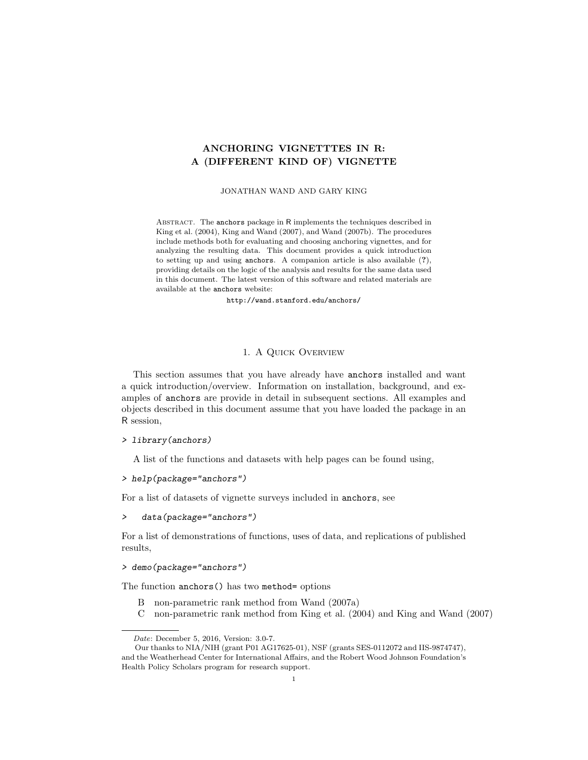# ANCHORING VIGNETTTES IN R: A (DIFFERENT KIND OF) VIGNETTE

JONATHAN WAND AND GARY KING

Abstract. The anchors package in R implements the techniques described in King et al. (2004), King and Wand (2007), and Wand (2007b). The procedures include methods both for evaluating and choosing anchoring vignettes, and for analyzing the resulting data. This document provides a quick introduction to setting up and using anchors. A companion article is also available (?), providing details on the logic of the analysis and results for the same data used in this document. The latest version of this software and related materials are available at the anchors website:

http://wand.stanford.edu/anchors/

## 1. A Quick Overview

This section assumes that you have already have anchors installed and want a quick introduction/overview. Information on installation, background, and examples of anchors are provide in detail in subsequent sections. All examples and objects described in this document assume that you have loaded the package in an R session,

```
> library(anchors)
```

A list of the functions and datasets with help pages can be found using,

```
> help(package="anchors")
```

For a list of datasets of vignette surveys included in anchors, see

```
>   data(package="anchors")
```

For a list of demonstrations of functions, uses of data, and replications of published results,

```
> demo(package="anchors")
```

The function anchors() has two method= options

- B   non-parametric rank method from Wand (2007a)
- C   non-parametric rank method from King et al. (2004) and King and Wand (2007)

---

*Date*: December 5, 2016, Version: 3.0-7.

Our thanks to NIA/NIH (grant P01 AG17625-01), NSF (grants SES-0112072 and IIS-9874747), and the Weatherhead Center for International Affairs, and the Robert Wood Johnson Foundation's Health Policy Scholars program for research support.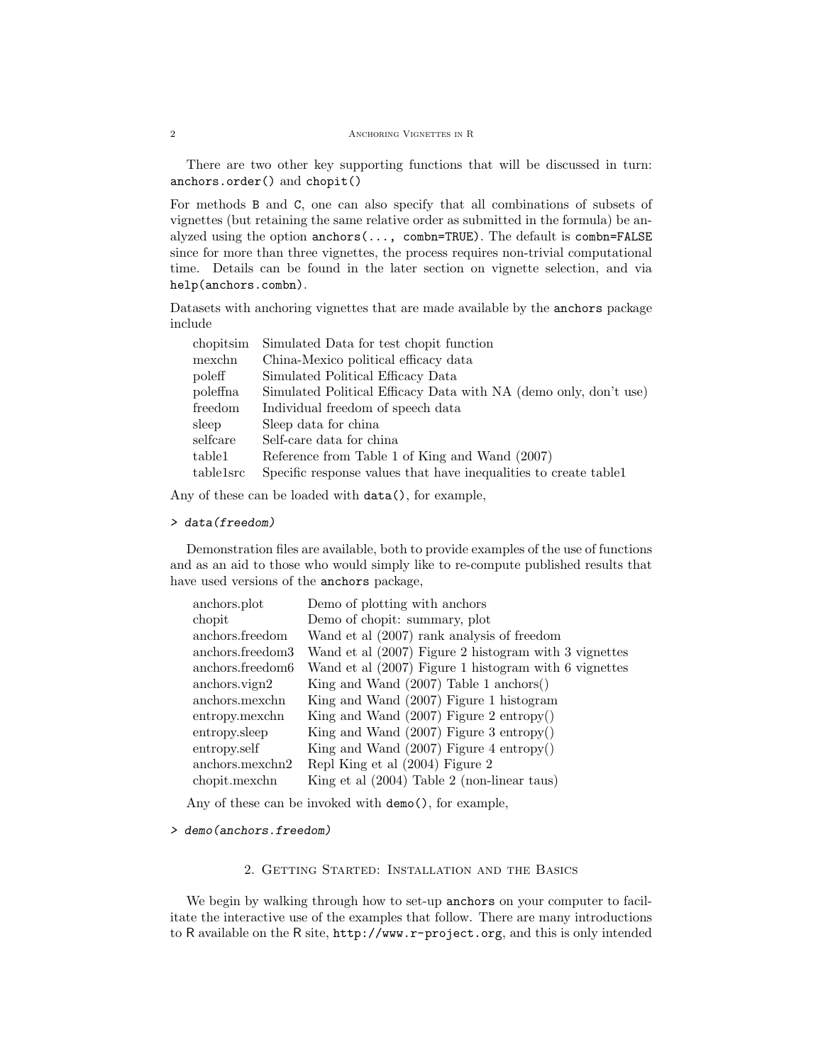There are two other key supporting functions that will be discussed in turn: `anchors.order()` and `chopit()`

For methods `B` and `C`, one can also specify that all combinations of subsets of vignettes (but retaining the same relative order as submitted in the formula) be analyzed using the option `anchors(..., combn=TRUE)`. The default is `combn=FALSE` since for more than three vignettes, the process requires non-trivial computational time. Details can be found in the later section on vignette selection, and via `help(anchors.combn)`.

Datasets with anchoring vignettes that are made available by the `anchors` package include

| | |
|---|---|
| chopitsim | Simulated Data for test chopit function |
| mexchn | China-Mexico political efficacy data |
| poleff | Simulated Political Efficacy Data |
| poleffna | Simulated Political Efficacy Data with NA (demo only, don't use) |
| freedom | Individual freedom of speech data |
| sleep | Sleep data for china |
| selfcare | Self-care data for china |
| table1 | Reference from Table 1 of King and Wand (2007) |
| table1src | Specific response values that have inequalities to create table1 |

Any of these can be loaded with `data()`, for example,

```
> data(freedom)
```

Demonstration files are available, both to provide examples of the use of functions and as an aid to those who would simply like to re-compute published results that have used versions of the `anchors` package,

| | |
|---|---|
| anchors.plot | Demo of plotting with anchors |
| chopit | Demo of chopit: summary, plot |
| anchors.freedom | Wand et al (2007) rank analysis of freedom |
| anchors.freedom3 | Wand et al (2007) Figure 2 histogram with 3 vignettes |
| anchors.freedom6 | Wand et al (2007) Figure 1 histogram with 6 vignettes |
| anchors.vign2 | King and Wand (2007) Table 1 anchors() |
| anchors.mexchn | King and Wand (2007) Figure 1 histogram |
| entropy.mexchn | King and Wand (2007) Figure 2 entropy() |
| entropy.sleep | King and Wand (2007) Figure 3 entropy() |
| entropy.self | King and Wand (2007) Figure 4 entropy() |
| anchors.mexchn2 | Repl King et al (2004) Figure 2 |
| chopit.mexchn | King et al (2004) Table 2 (non-linear taus) |

Any of these can be invoked with `demo()`, for example,

```
> demo(anchors.freedom)
```

## 2. Getting Started: Installation and the Basics

We begin by walking through how to set-up `anchors` on your computer to facilitate the interactive use of the examples that follow. There are many introductions to R available on the R site, `http://www.r-project.org`, and this is only intended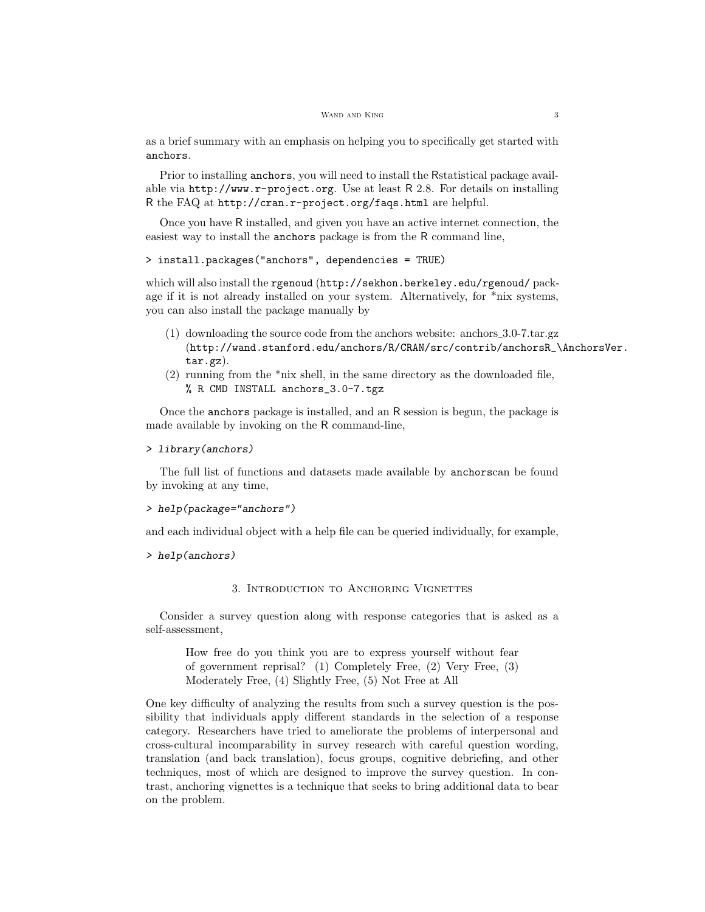as a brief summary with an emphasis on helping you to specifically get started with `anchors`.

Prior to installing `anchors`, you will need to install the Rstatistical package available via `http://www.r-project.org`. Use at least R 2.8. For details on installing R the FAQ at `http://cran.r-project.org/faqs.html` are helpful.

Once you have R installed, and given you have an active internet connection, the easiest way to install the `anchors` package is from the R command line,

```
> install.packages("anchors", dependencies = TRUE)
```

which will also install the `rgenoud` (`http://sekhon.berkeley.edu/rgenoud/` package if it is not already installed on your system. Alternatively, for *nix systems, you can also install the package manually by

(1) downloading the source code from the anchors website: anchors_3.0-7.tar.gz (`http://wand.stanford.edu/anchors/R/CRAN/src/contrib/anchorsR_\AnchorsVer.tar.gz`).
(2) running from the *nix shell, in the same directory as the downloaded file, `% R CMD INSTALL anchors_3.0-7.tgz`

Once the `anchors` package is installed, and an R session is begun, the package is made available by invoking on the R command-line,

```
> library(anchors)
```

The full list of functions and datasets made available by `anchors`can be found by invoking at any time,

```
> help(package="anchors")
```

and each individual object with a help file can be queried individually, for example,

```
> help(anchors)
```

## 3. Introduction to Anchoring Vignettes

Consider a survey question along with response categories that is asked as a self-assessment,

> How free do you think you are to express yourself without fear of government reprisal? (1) Completely Free, (2) Very Free, (3) Moderately Free, (4) Slightly Free, (5) Not Free at All

One key difficulty of analyzing the results from such a survey question is the possibility that individuals apply different standards in the selection of a response category. Researchers have tried to ameliorate the problems of interpersonal and cross-cultural incomparability in survey research with careful question wording, translation (and back translation), focus groups, cognitive debriefing, and other techniques, most of which are designed to improve the survey question. In contrast, anchoring vignettes is a technique that seeks to bring additional data to bear on the problem.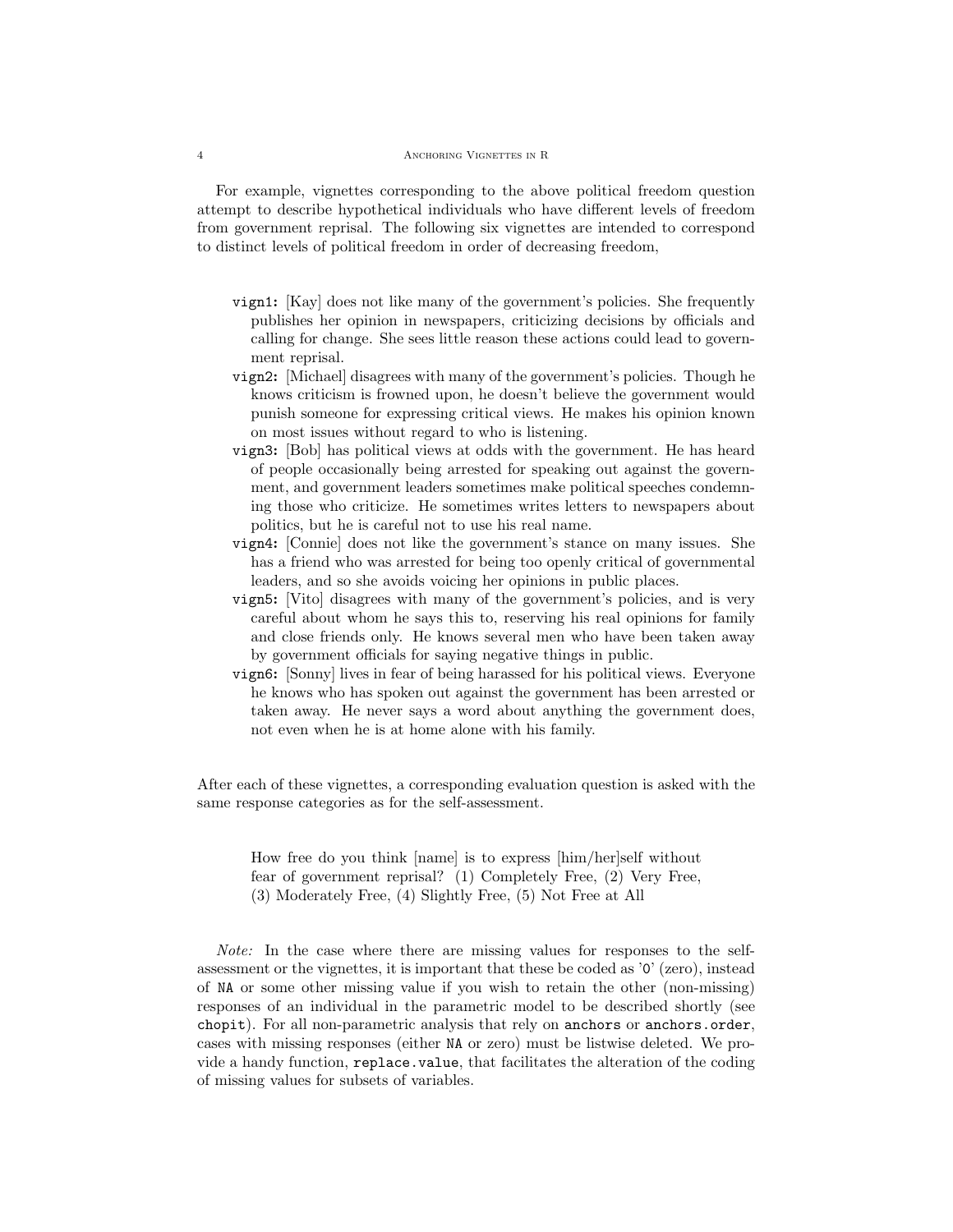For example, vignettes corresponding to the above political freedom question attempt to describe hypothetical individuals who have different levels of freedom from government reprisal. The following six vignettes are intended to correspond to distinct levels of political freedom in order of decreasing freedom,

- `vign1`: [Kay] does not like many of the government's policies. She frequently publishes her opinion in newspapers, criticizing decisions by officials and calling for change. She sees little reason these actions could lead to government reprisal.
- `vign2`: [Michael] disagrees with many of the government's policies. Though he knows criticism is frowned upon, he doesn't believe the government would punish someone for expressing critical views. He makes his opinion known on most issues without regard to who is listening.
- `vign3`: [Bob] has political views at odds with the government. He has heard of people occasionally being arrested for speaking out against the government, and government leaders sometimes make political speeches condemning those who criticize. He sometimes writes letters to newspapers about politics, but he is careful not to use his real name.
- `vign4`: [Connie] does not like the government's stance on many issues. She has a friend who was arrested for being too openly critical of governmental leaders, and so she avoids voicing her opinions in public places.
- `vign5`: [Vito] disagrees with many of the government's policies, and is very careful about whom he says this to, reserving his real opinions for family and close friends only. He knows several men who have been taken away by government officials for saying negative things in public.
- `vign6`: [Sonny] lives in fear of being harassed for his political views. Everyone he knows who has spoken out against the government has been arrested or taken away. He never says a word about anything the government does, not even when he is at home alone with his family.

After each of these vignettes, a corresponding evaluation question is asked with the same response categories as for the self-assessment.

> How free do you think [name] is to express [him/her]self without fear of government reprisal? (1) Completely Free, (2) Very Free, (3) Moderately Free, (4) Slightly Free, (5) Not Free at All

*Note:* In the case where there are missing values for responses to the self-assessment or the vignettes, it is important that these be coded as `'0'` (zero), instead of `NA` or some other missing value if you wish to retain the other (non-missing) responses of an individual in the parametric model to be described shortly (see `chopit`). For all non-parametric analysis that rely on `anchors` or `anchors.order`, cases with missing responses (either `NA` or zero) must be listwise deleted. We provide a handy function, `replace.value`, that facilitates the alteration of the coding of missing values for subsets of variables.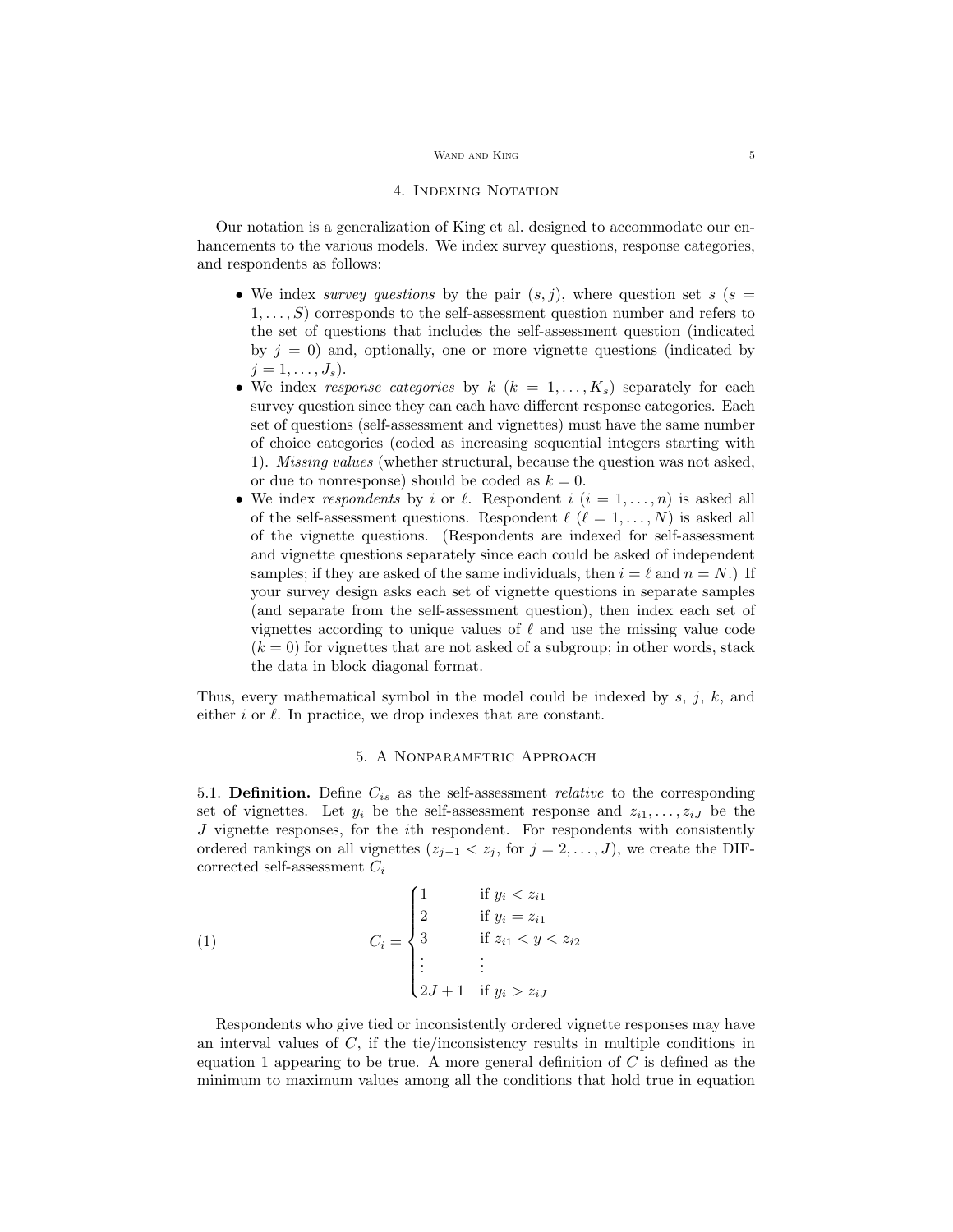## 4. Indexing Notation

Our notation is a generalization of King et al. designed to accommodate our enhancements to the various models. We index survey questions, response categories, and respondents as follows:

- We index *survey questions* by the pair $(s, j)$, where question set $s$ ($s = 1, \ldots, S$) corresponds to the self-assessment question number and refers to the set of questions that includes the self-assessment question (indicated by $j = 0$) and, optionally, one or more vignette questions (indicated by $j = 1, \ldots, J_s$).
- We index *response categories* by $k$ ($k = 1, \ldots, K_s$) separately for each survey question since they can each have different response categories. Each set of questions (self-assessment and vignettes) must have the same number of choice categories (coded as increasing sequential integers starting with 1). *Missing values* (whether structural, because the question was not asked, or due to nonresponse) should be coded as $k = 0$.
- We index *respondents* by $i$ or $\ell$. Respondent $i$ ($i = 1, \ldots, n$) is asked all of the self-assessment questions. Respondent $\ell$ ($\ell = 1, \ldots, N$) is asked all of the vignette questions. (Respondents are indexed for self-assessment and vignette questions separately since each could be asked of independent samples; if they are asked of the same individuals, then $i = \ell$ and $n = N$.) If your survey design asks each set of vignette questions in separate samples (and separate from the self-assessment question), then index each set of vignettes according to unique values of $\ell$ and use the missing value code ($k = 0$) for vignettes that are not asked of a subgroup; in other words, stack the data in block diagonal format.

Thus, every mathematical symbol in the model could be indexed by $s$, $j$, $k$, and either $i$ or $\ell$. In practice, we drop indexes that are constant.

## 5. A Nonparametric Approach

5.1. **Definition.** Define $C_{is}$ as the self-assessment *relative* to the corresponding set of vignettes. Let $y_i$ be the self-assessment response and $z_{i1}, \ldots, z_{iJ}$ be the $J$ vignette responses, for the $i$th respondent. For respondents with consistently ordered rankings on all vignettes ($z_{j-1} < z_j$, for $j = 2, \ldots, J$), we create the DIF-corrected self-assessment $C_i$

$$
C_i = \begin{cases} 1 & \text{if } y_i < z_{i1} \\ 2 & \text{if } y_i = z_{i1} \\ 3 & \text{if } z_{i1} < y < z_{i2} \\ \vdots & \vdots \\ 2J+1 & \text{if } y_i > z_{iJ} \end{cases} \tag{1}
$$

Respondents who give tied or inconsistently ordered vignette responses may have an interval values of $C$, if the tie/inconsistency results in multiple conditions in equation 1 appearing to be true. A more general definition of $C$ is defined as the minimum to maximum values among all the conditions that hold true in equation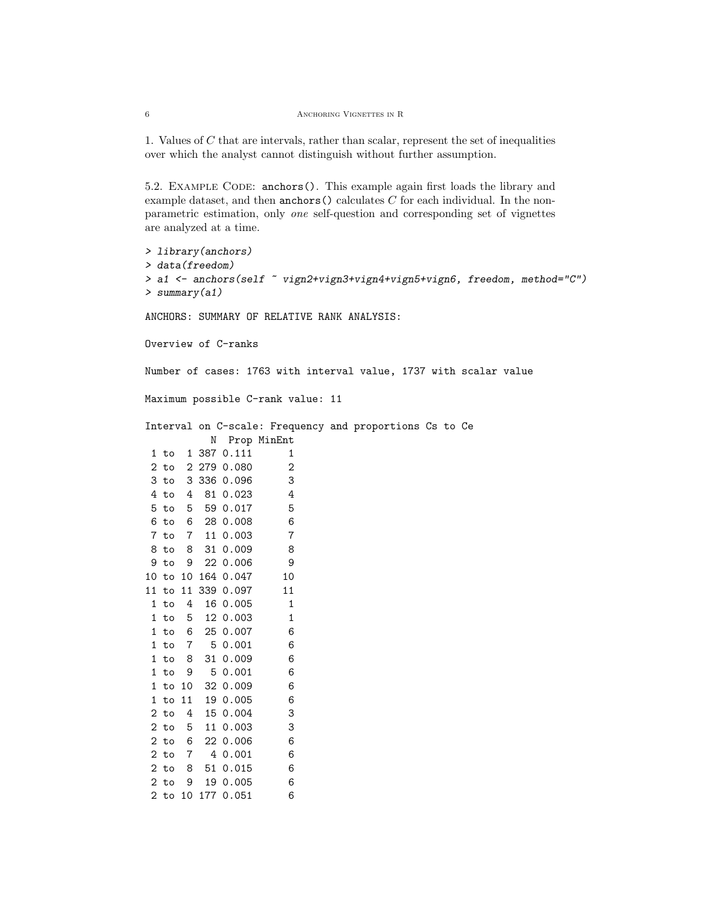1. Values of $C$ that are intervals, rather than scalar, represent the set of inequalities over which the analyst cannot distinguish without further assumption.

5.2. Example Code: `anchors()`. This example again first loads the library and example dataset, and then `anchors()` calculates $C$ for each individual. In the non-parametric estimation, only *one* self-question and corresponding set of vignettes are analyzed at a time.

```
> library(anchors)
> data(freedom)
> a1 <- anchors(self ~ vign2+vign3+vign4+vign5+vign6, freedom, method="C")
> summary(a1)

ANCHORS: SUMMARY OF RELATIVE RANK ANALYSIS:

Overview of C-ranks

Number of cases: 1763 with interval value, 1737 with scalar value

Maximum possible C-rank value: 11

Interval on C-scale: Frequency and proportions Cs to Ce
          N  Prop MinEnt
 1 to  1 387 0.111      1
 2 to  2 279 0.080      2
 3 to  3 336 0.096      3
 4 to  4  81 0.023      4
 5 to  5  59 0.017      5
 6 to  6  28 0.008      6
 7 to  7  11 0.003      7
 8 to  8  31 0.009      8
 9 to  9  22 0.006      9
10 to 10 164 0.047     10
11 to 11 339 0.097     11
 1 to  4  16 0.005      1
 1 to  5  12 0.003      1
 1 to  6  25 0.007      6
 1 to  7   5 0.001      6
 1 to  8  31 0.009      6
 1 to  9   5 0.001      6
 1 to 10  32 0.009      6
 1 to 11  19 0.005      6
 2 to  4  15 0.004      3
 2 to  5  11 0.003      3
 2 to  6  22 0.006      6
 2 to  7   4 0.001      6
 2 to  8  51 0.015      6
 2 to  9  19 0.005      6
 2 to 10 177 0.051      6
```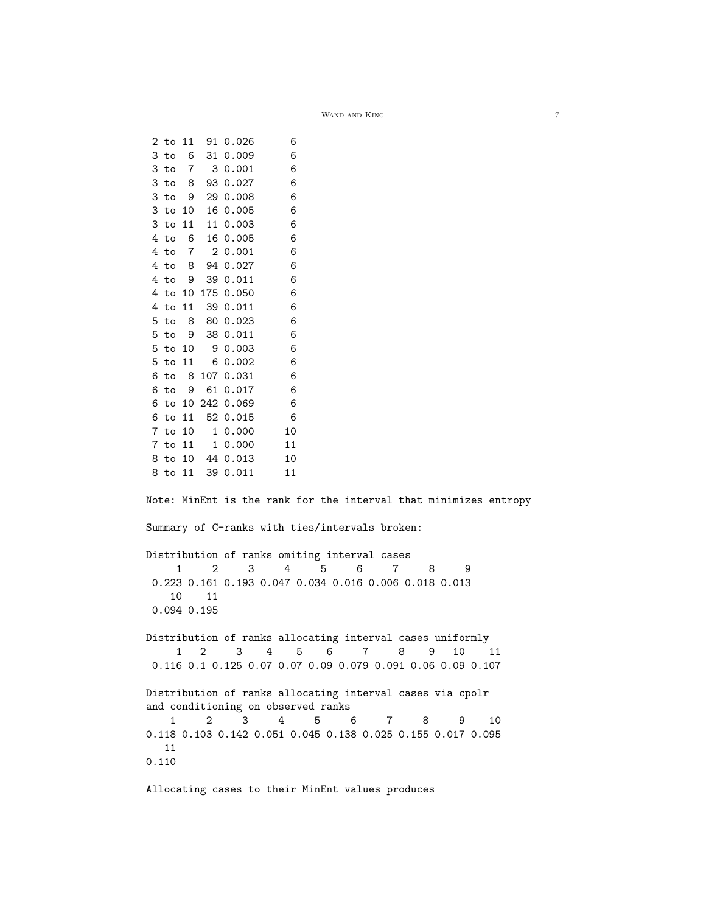```
 2 to 11  91 0.026      6
 3 to  6  31 0.009      6
 3 to  7   3 0.001      6
 3 to  8  93 0.027      6
 3 to  9  29 0.008      6
 3 to 10  16 0.005      6
 3 to 11  11 0.003      6
 4 to  6  16 0.005      6
 4 to  7   2 0.001      6
 4 to  8  94 0.027      6
 4 to  9  39 0.011      6
 4 to 10 175 0.050      6
 4 to 11  39 0.011      6
 5 to  8  80 0.023      6
 5 to  9  38 0.011      6
 5 to 10   9 0.003      6
 5 to 11   6 0.002      6
 6 to  8 107 0.031      6
 6 to  9  61 0.017      6
 6 to 10 242 0.069      6
 6 to 11  52 0.015      6
 7 to 10   1 0.000     10
 7 to 11   1 0.000     11
 8 to 10  44 0.013     10
 8 to 11  39 0.011     11

Note: MinEnt is the rank for the interval that minimizes entropy

Summary of C-ranks with ties/intervals broken:

Distribution of ranks omiting interval cases
     1     2     3     4     5     6     7     8     9
 0.223 0.161 0.193 0.047 0.034 0.016 0.006 0.018 0.013
    10    11
 0.094 0.195

Distribution of ranks allocating interval cases uniformly
     1   2     3    4    5    6     7     8    9   10    11
 0.116 0.1 0.125 0.07 0.07 0.09 0.079 0.091 0.06 0.09 0.107

Distribution of ranks allocating interval cases via cpolr
and conditioning on observed ranks
    1     2     3     4     5     6     7     8     9    10
0.118 0.103 0.142 0.051 0.045 0.138 0.025 0.155 0.017 0.095
   11
0.110

Allocating cases to their MinEnt values produces
```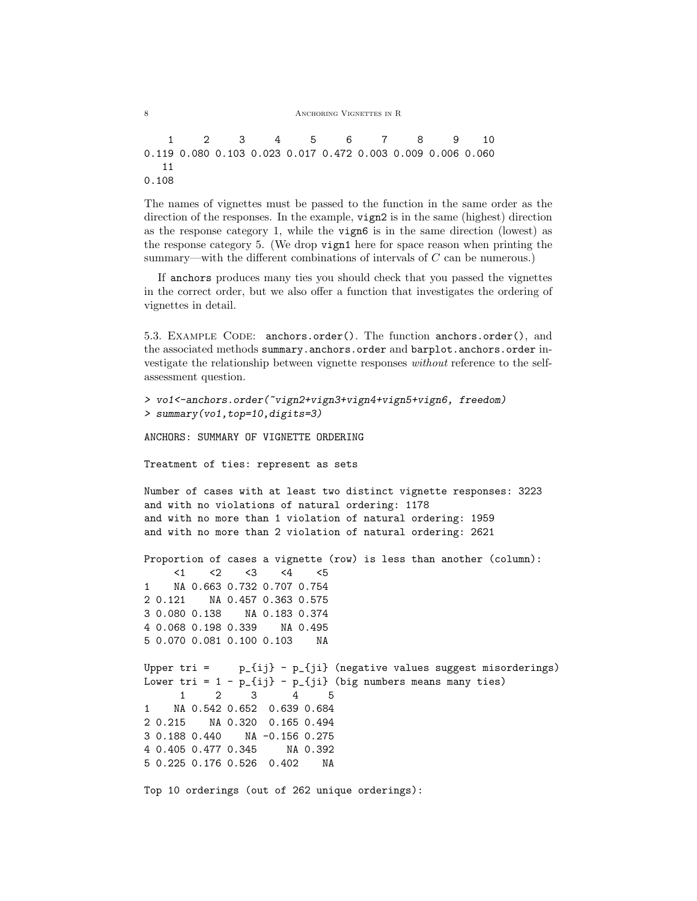```
    1     2     3     4     5     6     7     8     9    10 
0.119 0.080 0.103 0.023 0.017 0.472 0.003 0.009 0.006 0.060 
   11 
0.108 
```

The names of vignettes must be passed to the function in the same order as the direction of the responses. In the example, `vign2` is in the same (highest) direction as the response category 1, while the `vign6` is in the same direction (lowest) as the response category 5. (We drop `vign1` here for space reason when printing the summary—with the different combinations of intervals of $C$ can be numerous.)

If `anchors` produces many ties you should check that you passed the vignettes in the correct order, but we also offer a function that investigates the ordering of vignettes in detail.

5.3. Example Code: `anchors.order()`. The function `anchors.order()`, and the associated methods `summary.anchors.order` and `barplot.anchors.order` investigate the relationship between vignette responses *without* reference to the self-assessment question.

```
> vo1<-anchors.order(~vign2+vign3+vign4+vign5+vign6, freedom)
> summary(vo1,top=10,digits=3)

ANCHORS: SUMMARY OF VIGNETTE ORDERING

Treatment of ties: represent as sets

Number of cases with at least two distinct vignette responses: 3223
and with no violations of natural ordering: 1178
and with no more than 1 violation of natural ordering: 1959
and with no more than 2 violation of natural ordering: 2621

Proportion of cases a vignette (row) is less than another (column):
     <1    <2    <3    <4    <5
1    NA 0.663 0.732 0.707 0.754
2 0.121    NA 0.457 0.363 0.575
3 0.080 0.138    NA 0.183 0.374
4 0.068 0.198 0.339    NA 0.495
5 0.070 0.081 0.100 0.103    NA

Upper tri =     p_{ij} - p_{ji} (negative values suggest misorderings)
Lower tri = 1 - p_{ij} - p_{ji} (big numbers means many ties)
      1     2      3      4     5
1    NA 0.542 0.652  0.639 0.684
2 0.215    NA 0.320  0.165 0.494
3 0.188 0.440    NA -0.156 0.275
4 0.405 0.477 0.345     NA 0.392
5 0.225 0.176 0.526  0.402    NA

Top 10 orderings (out of 262 unique orderings):
```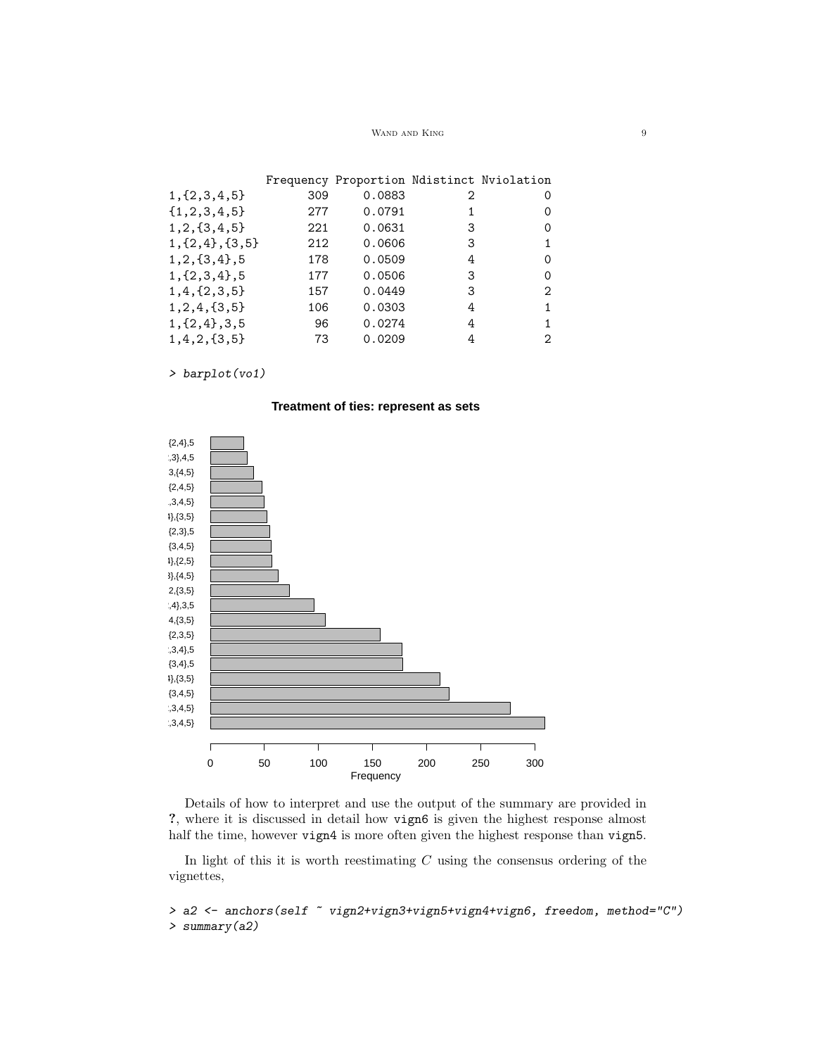```
               Frequency Proportion Ndistinct Nviolation
1,{2,3,4,5}          309     0.0883         2          0
{1,2,3,4,5}          277     0.0791         1          0
1,2,{3,4,5}          221     0.0631         3          0
1,{2,4},{3,5}        212     0.0606         3          1
1,2,{3,4},5          178     0.0509         4          0
1,{2,3,4},5          177     0.0506         3          0
1,4,{2,3,5}          157     0.0449         3          2
1,2,4,{3,5}          106     0.0303         4          1
1,{2,4},3,5           96     0.0274         4          1
1,4,2,{3,5}           73     0.0209         4          2
```

```
> barplot(vo1)
```

**Treatment of ties: represent as sets**

Details of how to interpret and use the output of the summary are provided in ?, where it is discussed in detail how `vign6` is given the highest response almost half the time, however `vign4` is more often given the highest response than `vign5`.

In light of this it is worth reestimating $C$ using the consensus ordering of the vignettes,

```
> a2 <- anchors(self ~ vign2+vign3+vign5+vign4+vign6, freedom, method="C")
> summary(a2)
```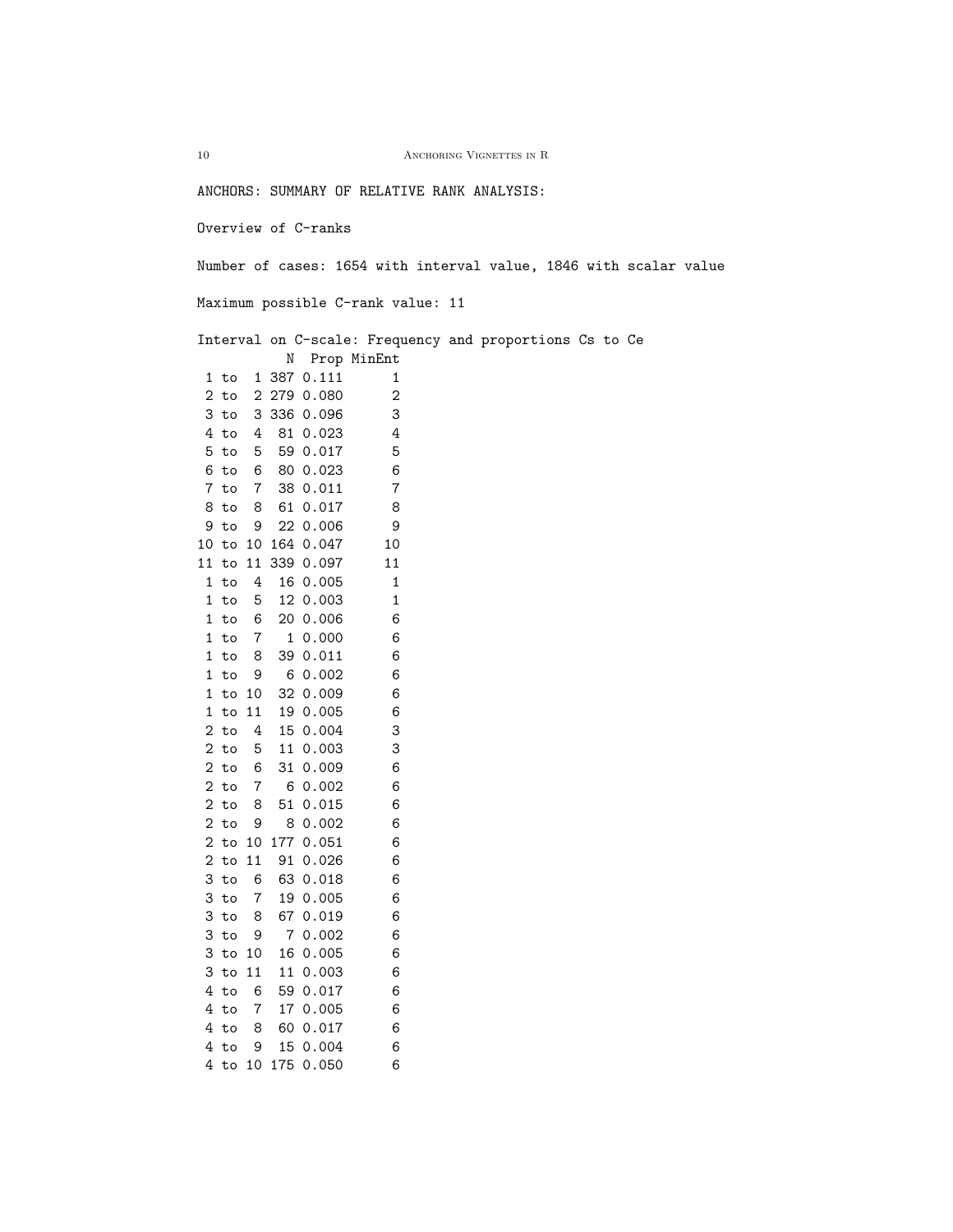```
ANCHORS: SUMMARY OF RELATIVE RANK ANALYSIS:

Overview of C-ranks

Number of cases: 1654 with interval value, 1846 with scalar value

Maximum possible C-rank value: 11

Interval on C-scale: Frequency and proportions Cs to Ce
            N  Prop MinEnt
 1 to  1 387 0.111      1
 2 to  2 279 0.080      2
 3 to  3 336 0.096      3
 4 to  4  81 0.023      4
 5 to  5  59 0.017      5
 6 to  6  80 0.023      6
 7 to  7  38 0.011      7
 8 to  8  61 0.017      8
 9 to  9  22 0.006      9
10 to 10 164 0.047     10
11 to 11 339 0.097     11
 1 to  4  16 0.005      1
 1 to  5  12 0.003      1
 1 to  6  20 0.006      6
 1 to  7   1 0.000      6
 1 to  8  39 0.011      6
 1 to  9   6 0.002      6
 1 to 10  32 0.009      6
 1 to 11  19 0.005      6
 2 to  4  15 0.004      3
 2 to  5  11 0.003      3
 2 to  6  31 0.009      6
 2 to  7   6 0.002      6
 2 to  8  51 0.015      6
 2 to  9   8 0.002      6
 2 to 10 177 0.051      6
 2 to 11  91 0.026      6
 3 to  6  63 0.018      6
 3 to  7  19 0.005      6
 3 to  8  67 0.019      6
 3 to  9   7 0.002      6
 3 to 10  16 0.005      6
 3 to 11  11 0.003      6
 4 to  6  59 0.017      6
 4 to  7  17 0.005      6
 4 to  8  60 0.017      6
 4 to  9  15 0.004      6
 4 to 10 175 0.050      6
```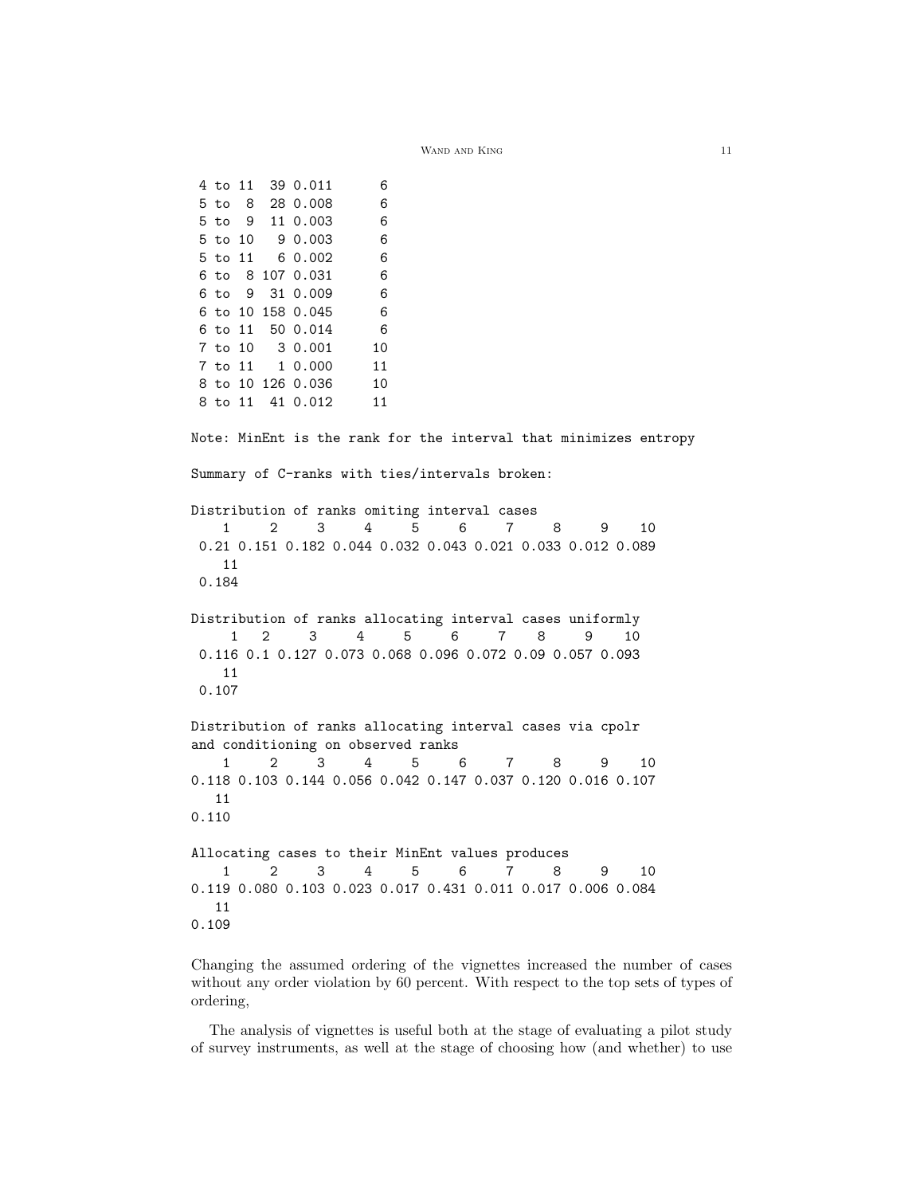```
 4 to 11  39 0.011      6
 5 to  8  28 0.008      6
 5 to  9  11 0.003      6
 5 to 10   9 0.003      6
 5 to 11   6 0.002      6
 6 to  8 107 0.031      6
 6 to  9  31 0.009      6
 6 to 10 158 0.045      6
 6 to 11  50 0.014      6
 7 to 10   3 0.001     10
 7 to 11   1 0.000     11
 8 to 10 126 0.036     10
 8 to 11  41 0.012     11

Note: MinEnt is the rank for the interval that minimizes entropy

Summary of C-ranks with ties/intervals broken:

Distribution of ranks omiting interval cases
    1     2     3     4     5     6     7     8     9    10
 0.21 0.151 0.182 0.044 0.032 0.043 0.021 0.033 0.012 0.089
    11
 0.184

Distribution of ranks allocating interval cases uniformly
     1   2     3     4     5     6     7    8     9    10
 0.116 0.1 0.127 0.073 0.068 0.096 0.072 0.09 0.057 0.093
    11
 0.107

Distribution of ranks allocating interval cases via cpolr
and conditioning on observed ranks
    1     2     3     4     5     6     7     8     9    10
0.118 0.103 0.144 0.056 0.042 0.147 0.037 0.120 0.016 0.107
   11
0.110

Allocating cases to their MinEnt values produces
    1     2     3     4     5     6     7     8     9    10
0.119 0.080 0.103 0.023 0.017 0.431 0.011 0.017 0.006 0.084
   11
0.109
```

Changing the assumed ordering of the vignettes increased the number of cases without any order violation by 60 percent. With respect to the top sets of types of ordering,

The analysis of vignettes is useful both at the stage of evaluating a pilot study of survey instruments, as well at the stage of choosing how (and whether) to use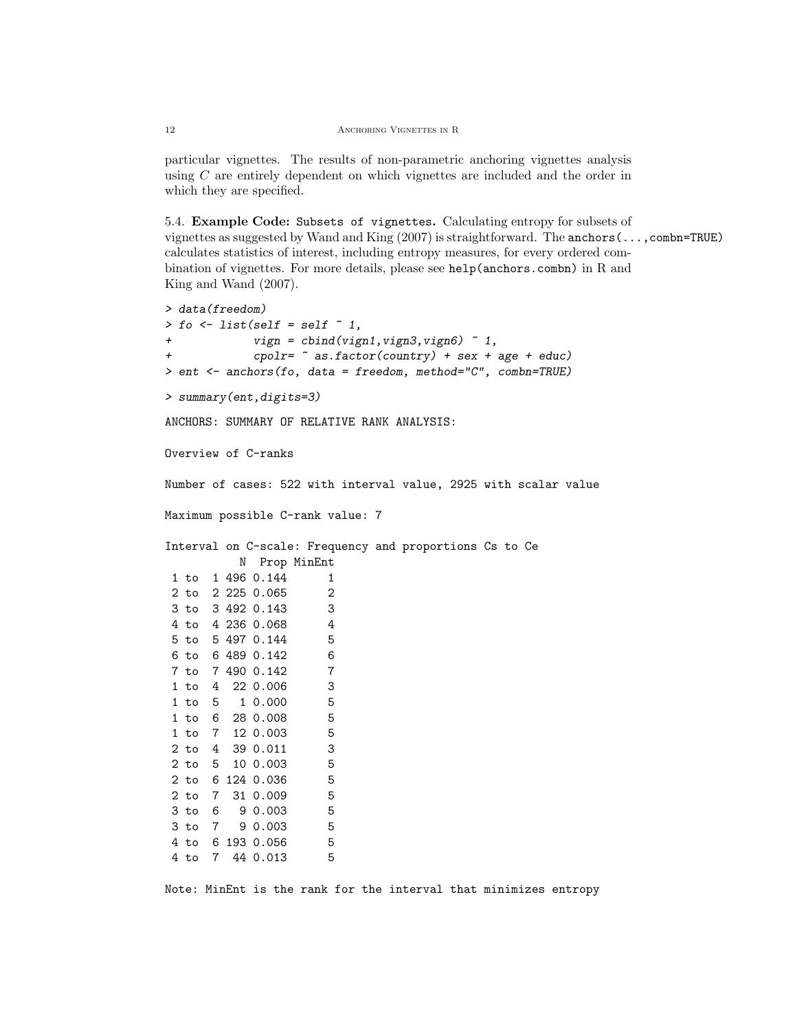particular vignettes. The results of non-parametric anchoring vignettes analysis using $C$ are entirely dependent on which vignettes are included and the order in which they are specified.

5.4. **Example Code:** `Subsets of vignettes.` Calculating entropy for subsets of vignettes as suggested by Wand and King (2007) is straightforward. The `anchors(...,combn=TRUE)` calculates statistics of interest, including entropy measures, for every ordered combination of vignettes. For more details, please see `help(anchors.combn)` in R and King and Wand (2007).

```
> data(freedom)
> fo <- list(self = self ~ 1,
+            vign = cbind(vign1,vign3,vign6) ~ 1,
+            cpolr= ~ as.factor(country) + sex + age + educ)
> ent <- anchors(fo, data = freedom, method="C", combn=TRUE)

> summary(ent,digits=3)

ANCHORS: SUMMARY OF RELATIVE RANK ANALYSIS:

Overview of C-ranks

Number of cases: 522 with interval value, 2925 with scalar value

Maximum possible C-rank value: 7

Interval on C-scale: Frequency and proportions Cs to Ce
          N  Prop MinEnt
 1 to  1 496 0.144      1
 2 to  2 225 0.065      2
 3 to  3 492 0.143      3
 4 to  4 236 0.068      4
 5 to  5 497 0.144      5
 6 to  6 489 0.142      6
 7 to  7 490 0.142      7
 1 to  4  22 0.006      3
 1 to  5   1 0.000      5
 1 to  6  28 0.008      5
 1 to  7  12 0.003      5
 2 to  4  39 0.011      3
 2 to  5  10 0.003      5
 2 to  6 124 0.036      5
 2 to  7  31 0.009      5
 3 to  6   9 0.003      5
 3 to  7   9 0.003      5
 4 to  6 193 0.056      5
 4 to  7  44 0.013      5

Note: MinEnt is the rank for the interval that minimizes entropy
```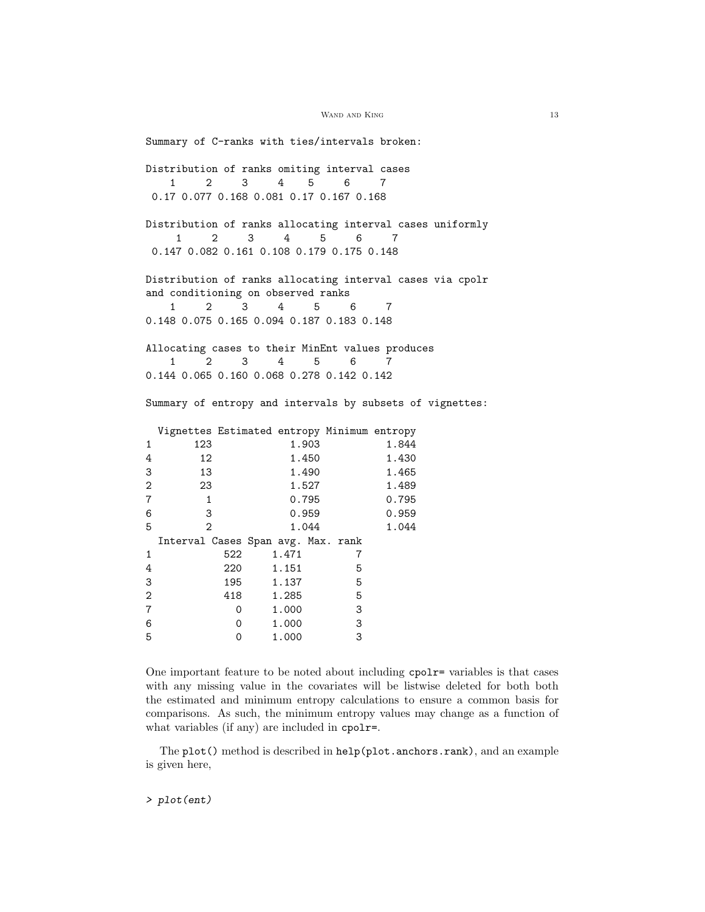```
Summary of C-ranks with ties/intervals broken:

Distribution of ranks omiting interval cases
    1     2     3     4    5     6     7
 0.17 0.077 0.168 0.081 0.17 0.167 0.168

Distribution of ranks allocating interval cases uniformly
     1     2     3     4     5     6     7
 0.147 0.082 0.161 0.108 0.179 0.175 0.148

Distribution of ranks allocating interval cases via cpolr
and conditioning on observed ranks
    1     2     3     4     5     6     7
0.148 0.075 0.165 0.094 0.187 0.183 0.148

Allocating cases to their MinEnt values produces
    1     2     3     4     5     6     7
0.144 0.065 0.160 0.068 0.278 0.142 0.142

Summary of entropy and intervals by subsets of vignettes:

  Vignettes Estimated entropy Minimum entropy
1       123             1.903           1.844
4        12             1.450           1.430
3        13             1.490           1.465
2        23             1.527           1.489
7         1             0.795           0.795
6         3             0.959           0.959
5         2             1.044           1.044
  Interval Cases Span avg. Max. rank
1            522     1.471         7
4            220     1.151         5
3            195     1.137         5
2            418     1.285         5
7              0     1.000         3
6              0     1.000         3
5              0     1.000         3
```

One important feature to be noted about including `cpolr=` variables is that cases with any missing value in the covariates will be listwise deleted for both both the estimated and minimum entropy calculations to ensure a common basis for comparisons. As such, the minimum entropy values may change as a function of what variables (if any) are included in `cpolr=`.

The `plot()` method is described in `help(plot.anchors.rank)`, and an example is given here,

```
> plot(ent)
```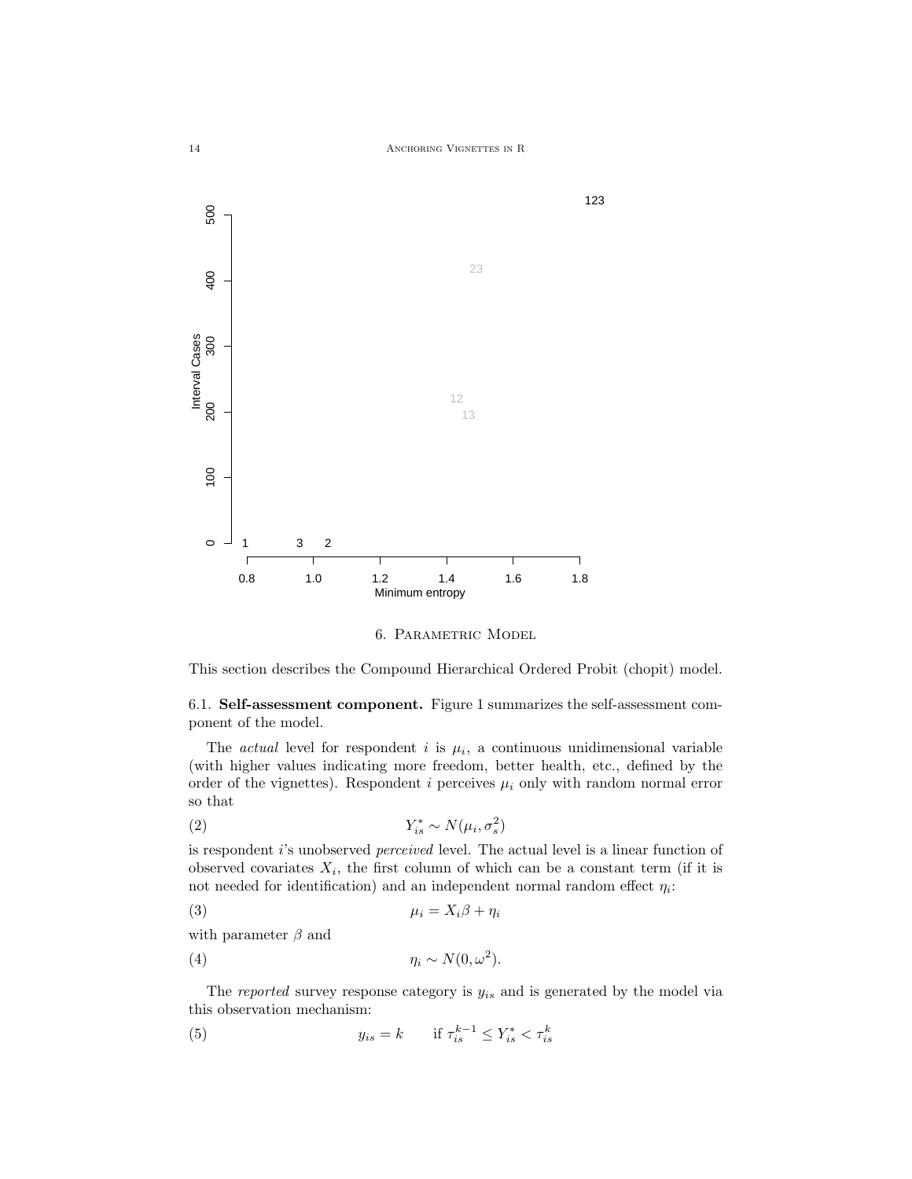# 6. Parametric Model

This section describes the Compound Hierarchical Ordered Probit (chopit) model.

## 6.1. Self-assessment component.

**6.1. Self-assessment component.** Figure 1 summarizes the self-assessment component of the model.

The *actual* level for respondent $i$ is $\mu_i$, a continuous unidimensional variable (with higher values indicating more freedom, better health, etc., defined by the order of the vignettes). Respondent $i$ perceives $\mu_i$ only with random normal error so that

$$Y_{is}^{*} \sim N(\mu_i, \sigma_s^2) \tag{2}$$

is respondent $i$'s unobserved *perceived* level. The actual level is a linear function of observed covariates $X_i$, the first column of which can be a constant term (if it is not needed for identification) and an independent normal random effect $\eta_i$:

$$\mu_i = X_i\beta + \eta_i \tag{3}$$

with parameter $\beta$ and

$$\eta_i \sim N(0, \omega^2). \tag{4}$$

The *reported* survey response category is $y_{is}$ and is generated by the model via this observation mechanism:

$$y_{is} = k \qquad \text{if } \tau_{is}^{k-1} \le Y_{is}^{*} < \tau_{is}^{k} \tag{5}$$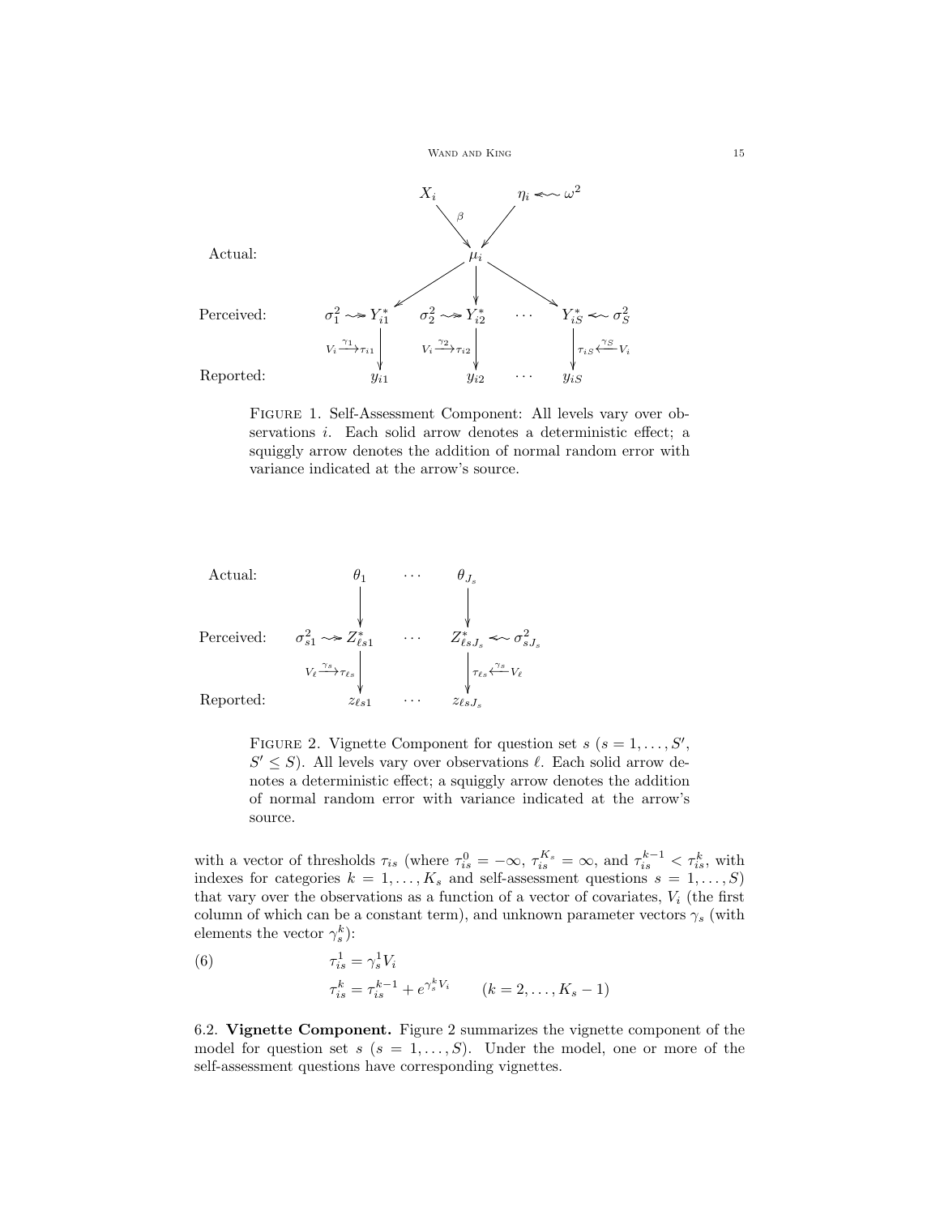FIGURE 1. Self-Assessment Component: All levels vary over observations $i$. Each solid arrow denotes a deterministic effect; a squiggly arrow denotes the addition of normal random error with variance indicated at the arrow's source.

FIGURE 2. Vignette Component for question set $s$ ($s = 1, \ldots, S'$, $S' \leq S$). All levels vary over observations $\ell$. Each solid arrow denotes a deterministic effect; a squiggly arrow denotes the addition of normal random error with variance indicated at the arrow's source.

with a vector of thresholds $\tau_{is}$ (where $\tau_{is}^0 = -\infty$, $\tau_{is}^{K_s} = \infty$, and $\tau_{is}^{k-1} < \tau_{is}^k$, with indexes for categories $k = 1, \ldots, K_s$ and self-assessment questions $s = 1, \ldots, S$) that vary over the observations as a function of a vector of covariates, $V_i$ (the first column of which can be a constant term), and unknown parameter vectors $\gamma_s$ (with elements the vector $\gamma_s^k$):

$$
\begin{aligned}
\tau_{is}^1 &= \gamma_s^1 V_i \\
\tau_{is}^k &= \tau_{is}^{k-1} + e^{\gamma_s^k V_i} \qquad (k = 2, \ldots, K_s - 1)
\end{aligned}
\tag{6}
$$

6.2. **Vignette Component.** Figure 2 summarizes the vignette component of the model for question set $s$ ($s = 1, \ldots, S$). Under the model, one or more of the self-assessment questions have corresponding vignettes.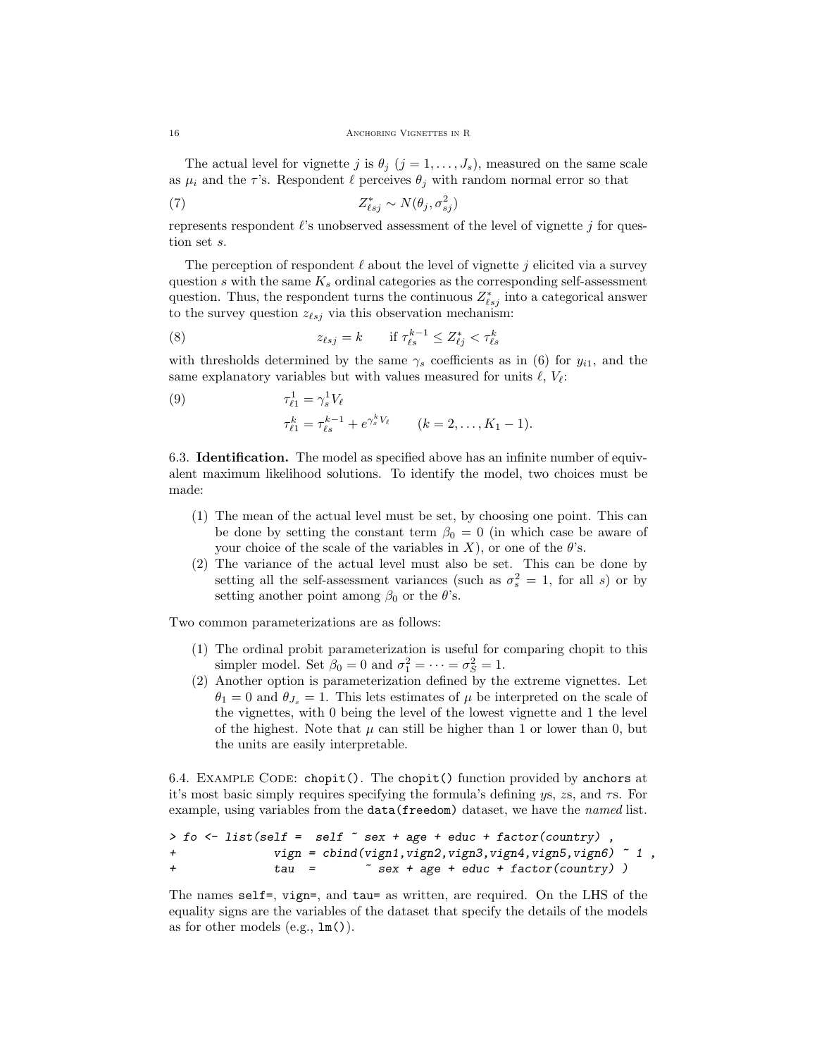The actual level for vignette $j$ is $\theta_j$ ($j = 1, \ldots, J_s$), measured on the same scale as $\mu_i$ and the $\tau$'s. Respondent $\ell$ perceives $\theta_j$ with random normal error so that

$$Z^*_{\ell sj} \sim N(\theta_j, \sigma^2_{sj}) \tag{7}$$

represents respondent $\ell$'s unobserved assessment of the level of vignette $j$ for question set $s$.

The perception of respondent $\ell$ about the level of vignette $j$ elicited via a survey question $s$ with the same $K_s$ ordinal categories as the corresponding self-assessment question. Thus, the respondent turns the continuous $Z^*_{\ell sj}$ into a categorical answer to the survey question $z_{\ell sj}$ via this observation mechanism:

$$z_{\ell sj} = k \qquad \text{if } \tau^{k-1}_{\ell s} \leq Z^*_{\ell j} < \tau^{k}_{\ell s} \tag{8}$$

with thresholds determined by the same $\gamma_s$ coefficients as in (6) for $y_{i1}$, and the same explanatory variables but with values measured for units $\ell$, $V_\ell$:

$$\begin{aligned} \tau^1_{\ell 1} &= \gamma^1_s V_\ell \\ \tau^k_{\ell 1} &= \tau^{k-1}_{\ell s} + e^{\gamma^k_s V_\ell} \qquad (k = 2, \ldots, K_1 - 1). \end{aligned} \tag{9}$$

6.3. **Identification.** The model as specified above has an infinite number of equivalent maximum likelihood solutions. To identify the model, two choices must be made:

(1) The mean of the actual level must be set, by choosing one point. This can be done by setting the constant term $\beta_0 = 0$ (in which case be aware of your choice of the scale of the variables in $X$), or one of the $\theta$'s.
(2) The variance of the actual level must also be set. This can be done by setting all the self-assessment variances (such as $\sigma^2_s = 1$, for all $s$) or by setting another point among $\beta_0$ or the $\theta$'s.

Two common parameterizations are as follows:

(1) The ordinal probit parameterization is useful for comparing chopit to this simpler model. Set $\beta_0 = 0$ and $\sigma^2_1 = \cdots = \sigma^2_S = 1$.
(2) Another option is parameterization defined by the extreme vignettes. Let $\theta_1 = 0$ and $\theta_{J_s} = 1$. This lets estimates of $\mu$ be interpreted on the scale of the vignettes, with 0 being the level of the lowest vignette and 1 the level of the highest. Note that $\mu$ can still be higher than 1 or lower than 0, but the units are easily interpretable.

6.4. Example Code: `chopit()`. The `chopit()` function provided by `anchors` at it's most basic simply requires specifying the formula's defining $y$s, $z$s, and $\tau$s. For example, using variables from the `data(freedom)` dataset, we have the *named* list.

```
> fo <- list(self =  self ~ sex + age + educ + factor(country) ,
+               vign = cbind(vign1,vign2,vign3,vign4,vign5,vign6) ~ 1 ,
+               tau  =       ~ sex + age + educ + factor(country) )
```

The names `self=`, `vign=`, and `tau=` as written, are required. On the LHS of the equality signs are the variables of the dataset that specify the details of the models as for other models (e.g., `lm()`).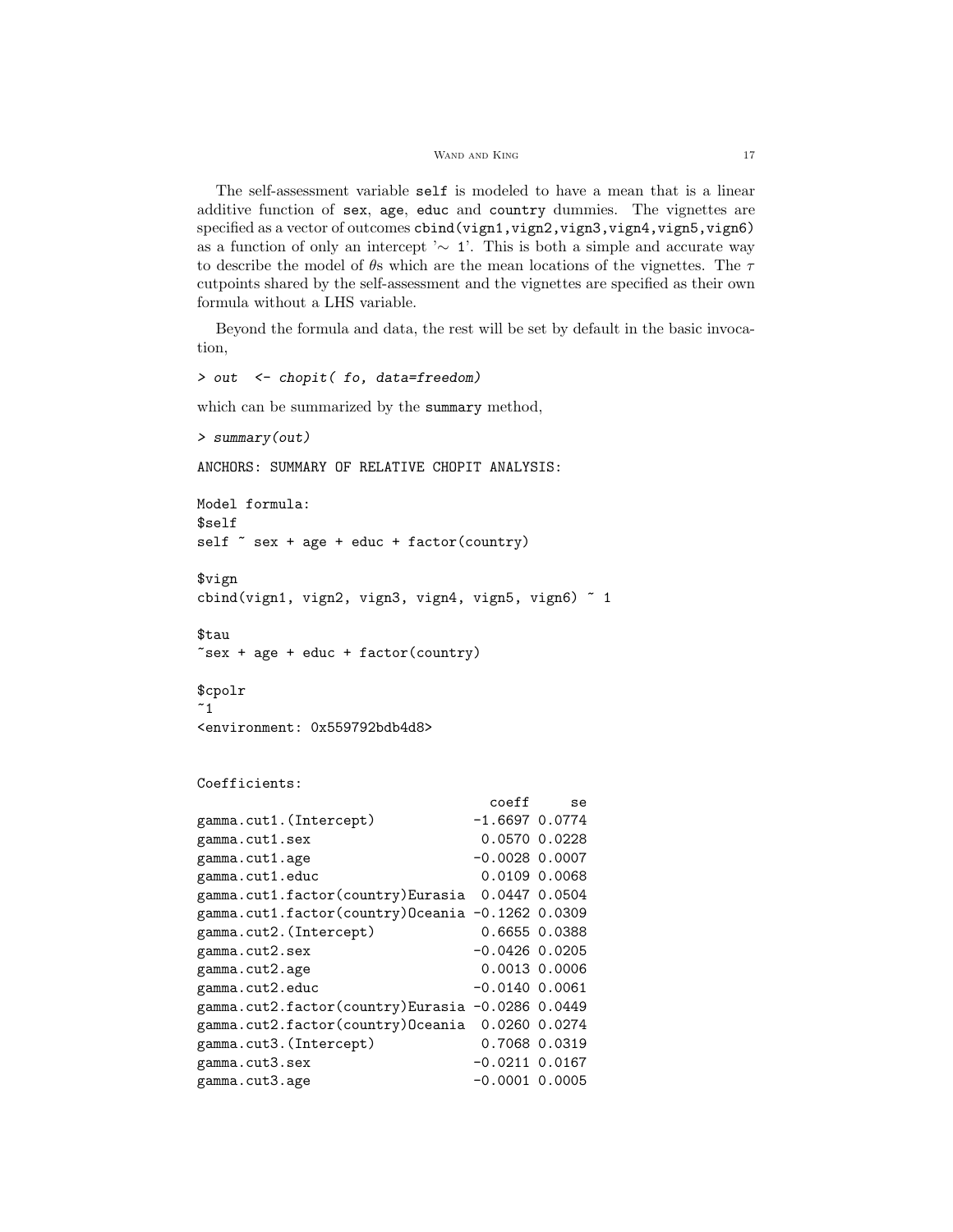The self-assessment variable `self` is modeled to have a mean that is a linear additive function of `sex`, `age`, `educ` and `country` dummies. The vignettes are specified as a vector of outcomes `cbind(vign1,vign2,vign3,vign4,vign5,vign6)` as a function of only an intercept '~ 1'. This is both a simple and accurate way to describe the model of $\theta$s which are the mean locations of the vignettes. The $\tau$ cutpoints shared by the self-assessment and the vignettes are specified as their own formula without a LHS variable.

Beyond the formula and data, the rest will be set by default in the basic invocation,

```
> out  <- chopit( fo, data=freedom)
```

which can be summarized by the `summary` method,

```
> summary(out)

ANCHORS: SUMMARY OF RELATIVE CHOPIT ANALYSIS:

Model formula:
$self
self ~ sex + age + educ + factor(country)

$vign
cbind(vign1, vign2, vign3, vign4, vign5, vign6) ~ 1

$tau
~sex + age + educ + factor(country)

$cpolr
~1
<environment: 0x559792bdb4d8>


Coefficients:
                                    coeff     se
gamma.cut1.(Intercept)            -1.6697 0.0774
gamma.cut1.sex                     0.0570 0.0228
gamma.cut1.age                    -0.0028 0.0007
gamma.cut1.educ                    0.0109 0.0068
gamma.cut1.factor(country)Eurasia  0.0447 0.0504
gamma.cut1.factor(country)Oceania -0.1262 0.0309
gamma.cut2.(Intercept)             0.6655 0.0388
gamma.cut2.sex                    -0.0426 0.0205
gamma.cut2.age                     0.0013 0.0006
gamma.cut2.educ                   -0.0140 0.0061
gamma.cut2.factor(country)Eurasia -0.0286 0.0449
gamma.cut2.factor(country)Oceania  0.0260 0.0274
gamma.cut3.(Intercept)             0.7068 0.0319
gamma.cut3.sex                    -0.0211 0.0167
gamma.cut3.age                    -0.0001 0.0005
```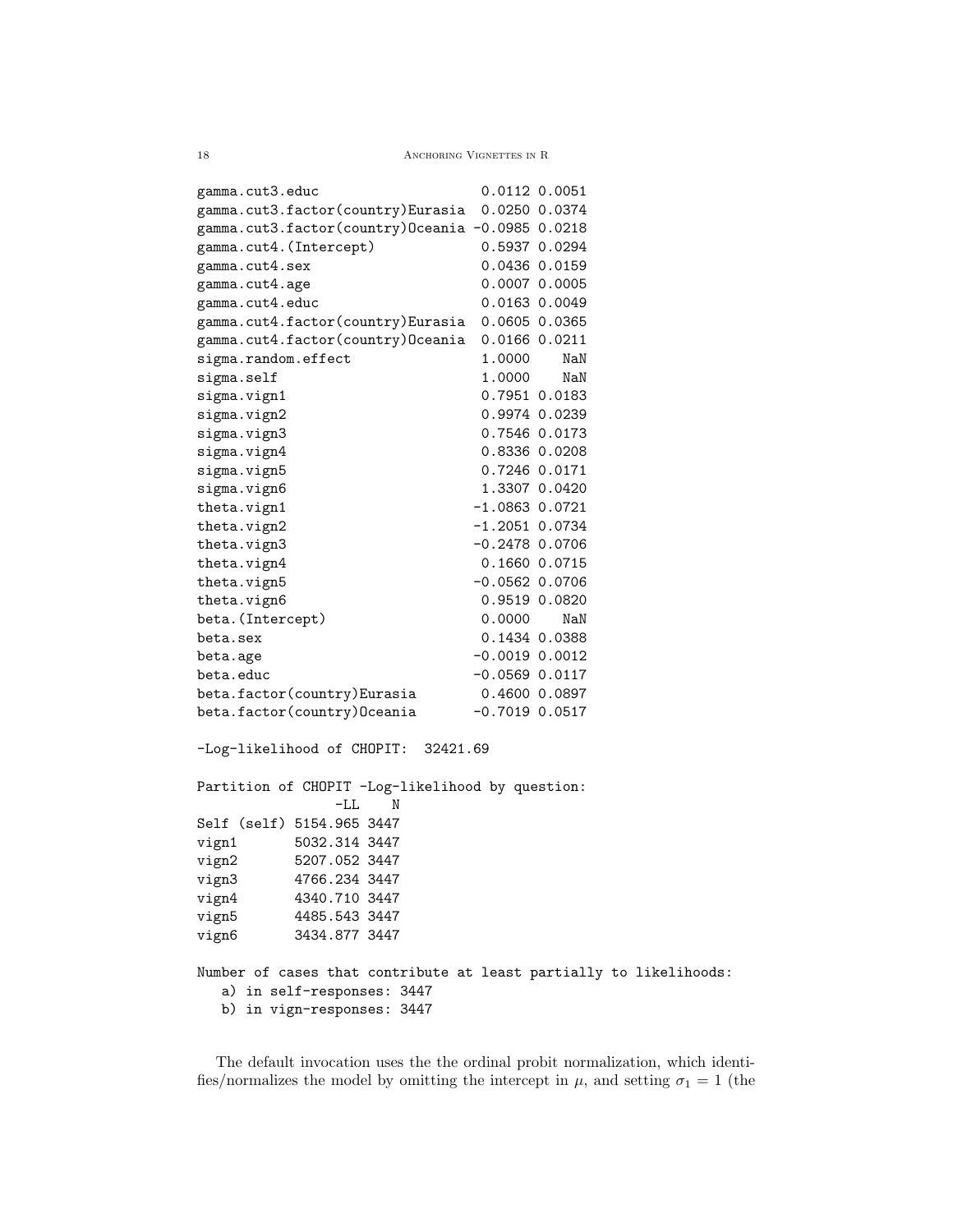```
gamma.cut3.educ                    0.0112 0.0051
gamma.cut3.factor(country)Eurasia  0.0250 0.0374
gamma.cut3.factor(country)Oceania -0.0985 0.0218
gamma.cut4.(Intercept)             0.5937 0.0294
gamma.cut4.sex                     0.0436 0.0159
gamma.cut4.age                     0.0007 0.0005
gamma.cut4.educ                    0.0163 0.0049
gamma.cut4.factor(country)Eurasia  0.0605 0.0365
gamma.cut4.factor(country)Oceania  0.0166 0.0211
sigma.random.effect                1.0000    NaN
sigma.self                         1.0000    NaN
sigma.vign1                        0.7951 0.0183
sigma.vign2                        0.9974 0.0239
sigma.vign3                        0.7546 0.0173
sigma.vign4                        0.8336 0.0208
sigma.vign5                        0.7246 0.0171
sigma.vign6                        1.3307 0.0420
theta.vign1                       -1.0863 0.0721
theta.vign2                       -1.2051 0.0734
theta.vign3                       -0.2478 0.0706
theta.vign4                        0.1660 0.0715
theta.vign5                       -0.0562 0.0706
theta.vign6                        0.9519 0.0820
beta.(Intercept)                   0.0000    NaN
beta.sex                           0.1434 0.0388
beta.age                          -0.0019 0.0012
beta.educ                         -0.0569 0.0117
beta.factor(country)Eurasia        0.4600 0.0897
beta.factor(country)Oceania       -0.7019 0.0517

-Log-likelihood of CHOPIT:  32421.69

Partition of CHOPIT -Log-likelihood by question:
                -LL    N
Self (self) 5154.965 3447
vign1       5032.314 3447
vign2       5207.052 3447
vign3       4766.234 3447
vign4       4340.710 3447
vign5       4485.543 3447
vign6       3434.877 3447

Number of cases that contribute at least partially to likelihoods:
   a) in self-responses: 3447
   b) in vign-responses: 3447
```

The default invocation uses the the ordinal probit normalization, which identifies/normalizes the model by omitting the intercept in $\mu$, and setting $\sigma_1 = 1$ (the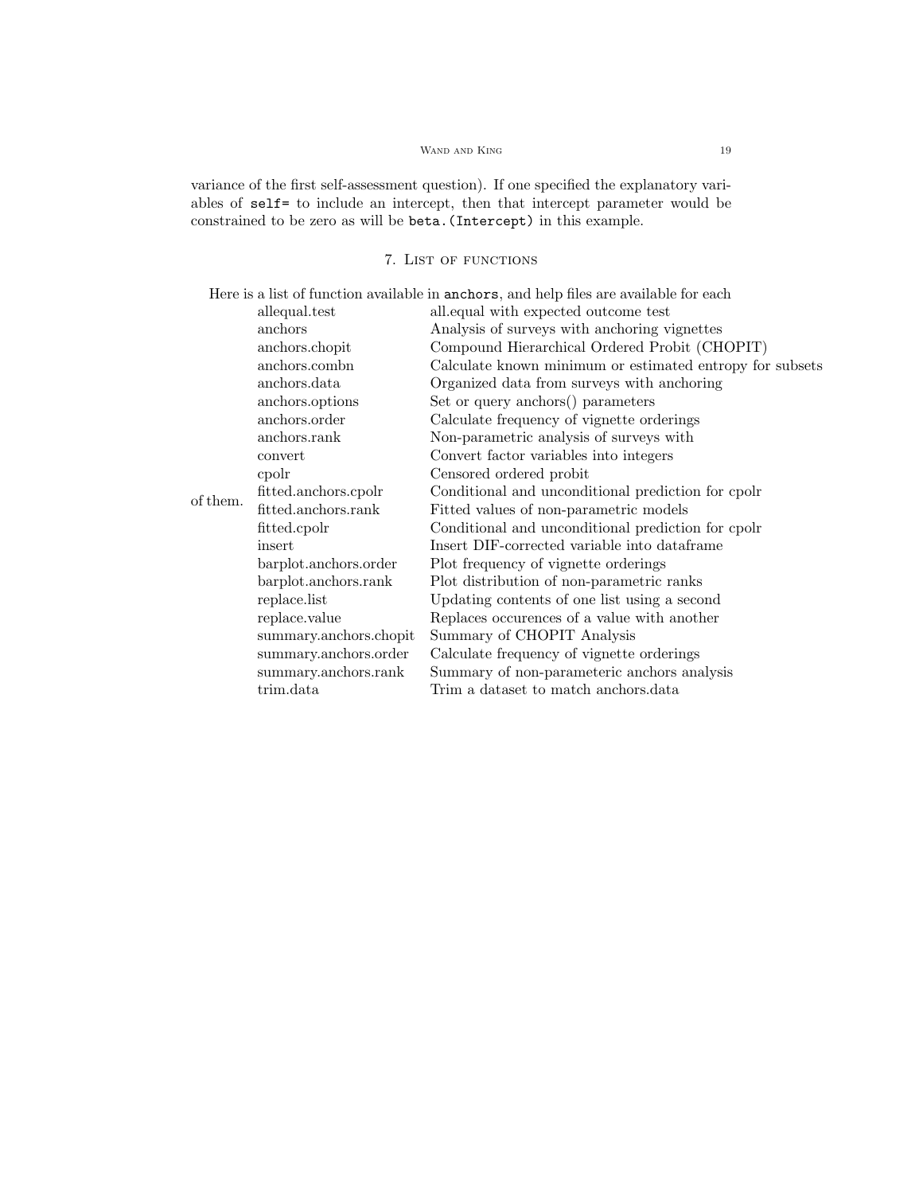variance of the first self-assessment question). If one specified the explanatory variables of `self=` to include an intercept, then that intercept parameter would be constrained to be zero as will be `beta.(Intercept)` in this example.

## 7. List of functions

Here is a list of function available in `anchors`, and help files are available for each of them.

| | |
|---|---|
| allequal.test | all.equal with expected outcome test |
| anchors | Analysis of surveys with anchoring vignettes |
| anchors.chopit | Compound Hierarchical Ordered Probit (CHOPIT) |
| anchors.combn | Calculate known minimum or estimated entropy for subsets |
| anchors.data | Organized data from surveys with anchoring |
| anchors.options | Set or query anchors() parameters |
| anchors.order | Calculate frequency of vignette orderings |
| anchors.rank | Non-parametric analysis of surveys with |
| convert | Convert factor variables into integers |
| cpolr | Censored ordered probit |
| fitted.anchors.cpolr | Conditional and unconditional prediction for cpolr |
| fitted.anchors.rank | Fitted values of non-parametric models |
| fitted.cpolr | Conditional and unconditional prediction for cpolr |
| insert | Insert DIF-corrected variable into dataframe |
| barplot.anchors.order | Plot frequency of vignette orderings |
| barplot.anchors.rank | Plot distribution of non-parametric ranks |
| replace.list | Updating contents of one list using a second |
| replace.value | Replaces occurences of a value with another |
| summary.anchors.chopit | Summary of CHOPIT Analysis |
| summary.anchors.order | Calculate frequency of vignette orderings |
| summary.anchors.rank | Summary of non-parameteric anchors analysis |
| trim.data | Trim a dataset to match anchors.data |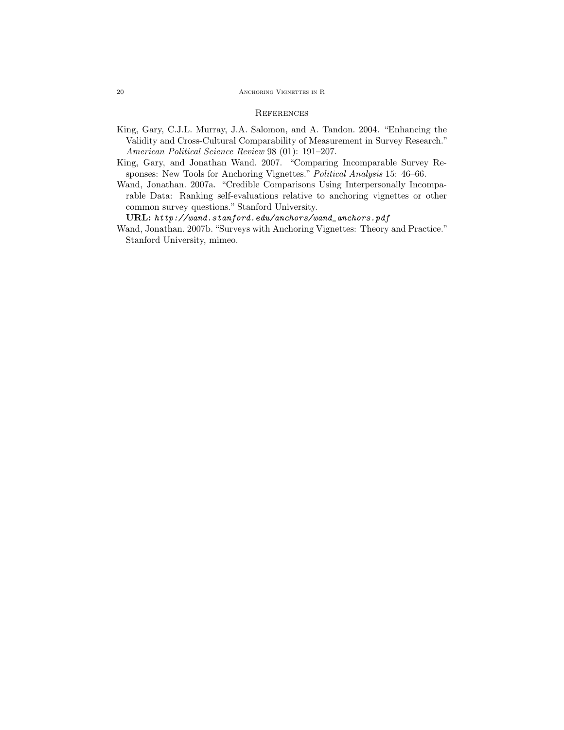## References

King, Gary, C.J.L. Murray, J.A. Salomon, and A. Tandon. 2004. "Enhancing the Validity and Cross-Cultural Comparability of Measurement in Survey Research." *American Political Science Review* 98 (01): 191–207.

King, Gary, and Jonathan Wand. 2007. "Comparing Incomparable Survey Responses: New Tools for Anchoring Vignettes." *Political Analysis* 15: 46–66.

Wand, Jonathan. 2007a. "Credible Comparisons Using Interpersonally Incomparable Data: Ranking self-evaluations relative to anchoring vignettes or other common survey questions." Stanford University.
**URL:** *http://wand.stanford.edu/anchors/wand_anchors.pdf*

Wand, Jonathan. 2007b. "Surveys with Anchoring Vignettes: Theory and Practice." Stanford University, mimeo.